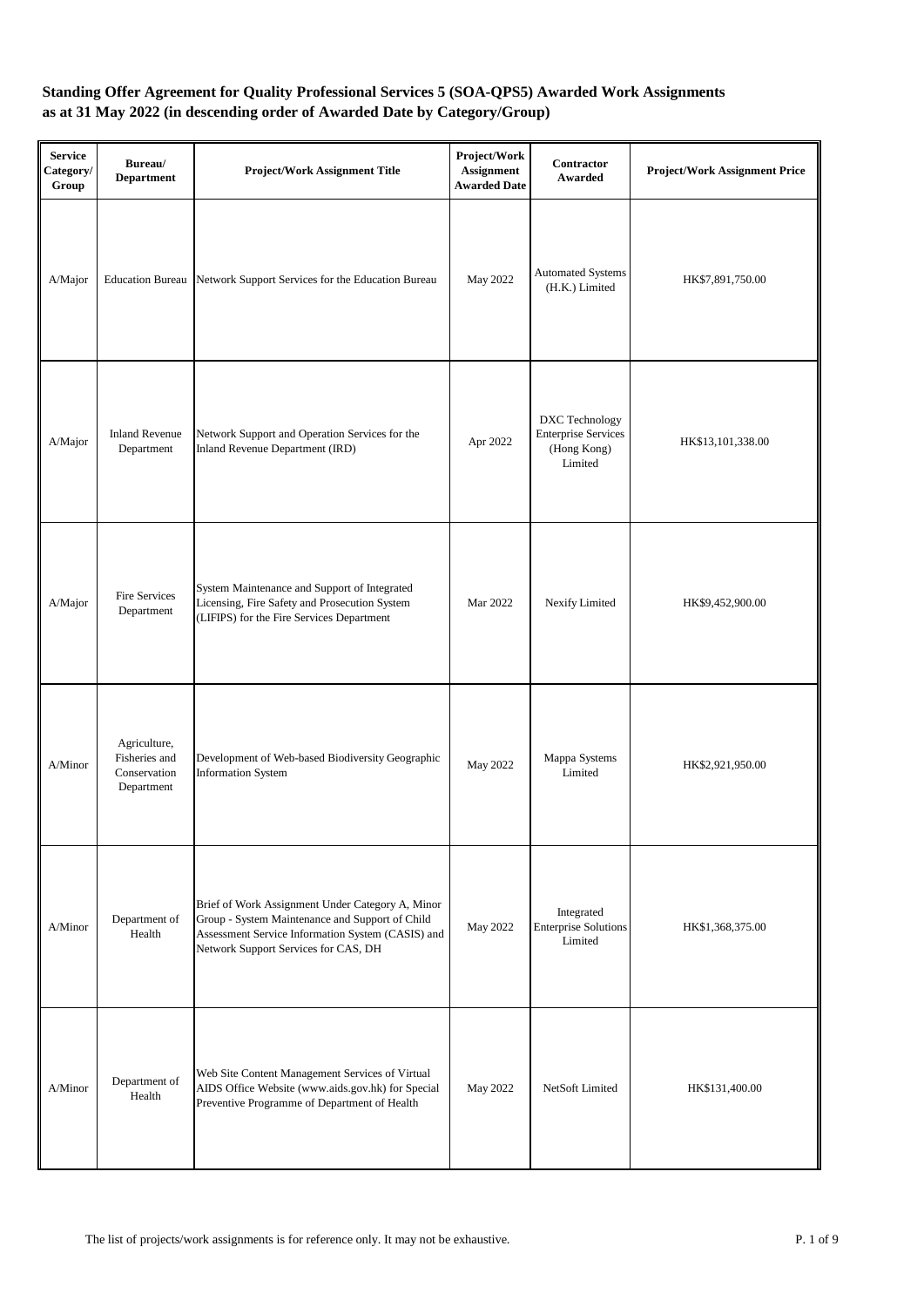**Standing Offer Agreement for Quality Professional Services 5 (SOA-QPS5) Awarded Work Assignments as at 31 May 2022 (in descending order of Awarded Date by Category/Group)**

| Service Category/ Group | Bureau/ Department | Project/Work Assignment Title | Project/Work Assignment Awarded Date | Contractor Awarded | Project/Work Assignment Price |
|---|---|---|---|---|---|
| A/Major | Education Bureau | Network Support Services for the Education Bureau | May 2022 | Automated Systems (H.K.) Limited | HK$7,891,750.00 |
| A/Major | Inland Revenue Department | Network Support and Operation Services for the Inland Revenue Department (IRD) | Apr 2022 | DXC Technology Enterprise Services (Hong Kong) Limited | HK$13,101,338.00 |
| A/Major | Fire Services Department | System Maintenance and Support of Integrated Licensing, Fire Safety and Prosecution System (LIFIPS) for the Fire Services Department | Mar 2022 | Nexify Limited | HK$9,452,900.00 |
| A/Minor | Agriculture, Fisheries and Conservation Department | Development of Web-based Biodiversity Geographic Information System | May 2022 | Mappa Systems Limited | HK$2,921,950.00 |
| A/Minor | Department of Health | Brief of Work Assignment Under Category A, Minor Group - System Maintenance and Support of Child Assessment Service Information System (CASIS) and Network Support Services for CAS, DH | May 2022 | Integrated Enterprise Solutions Limited | HK$1,368,375.00 |
| A/Minor | Department of Health | Web Site Content Management Services of Virtual AIDS Office Website (www.aids.gov.hk) for Special Preventive Programme of Department of Health | May 2022 | NetSoft Limited | HK$131,400.00 |

The list of projects/work assignments is for reference only. It may not be exhaustive.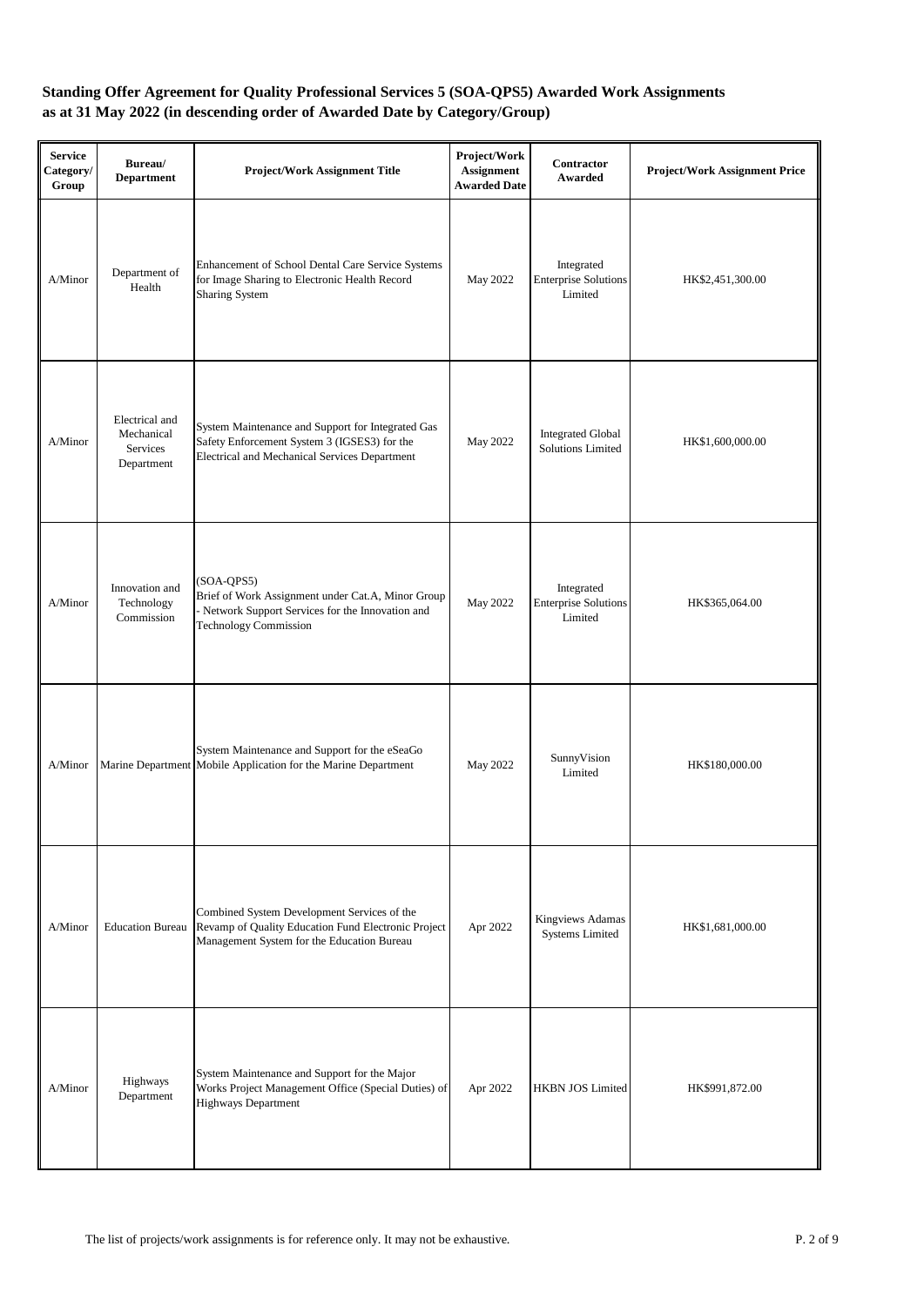**Standing Offer Agreement for Quality Professional Services 5 (SOA-QPS5) Awarded Work Assignments as at 31 May 2022 (in descending order of Awarded Date by Category/Group)**

| Service Category/ Group | Bureau/ Department | Project/Work Assignment Title | Project/Work Assignment Awarded Date | Contractor Awarded | Project/Work Assignment Price |
|---|---|---|---|---|---|
| A/Minor | Department of Health | Enhancement of School Dental Care Service Systems for Image Sharing to Electronic Health Record Sharing System | May 2022 | Integrated Enterprise Solutions Limited | HK$2,451,300.00 |
| A/Minor | Electrical and Mechanical Services Department | System Maintenance and Support for Integrated Gas Safety Enforcement System 3 (IGSES3) for the Electrical and Mechanical Services Department | May 2022 | Integrated Global Solutions Limited | HK$1,600,000.00 |
| A/Minor | Innovation and Technology Commission | (SOA-QPS5) Brief of Work Assignment under Cat.A, Minor Group - Network Support Services for the Innovation and Technology Commission | May 2022 | Integrated Enterprise Solutions Limited | HK$365,064.00 |
| A/Minor | Marine Department | System Maintenance and Support for the eSeaGo Mobile Application for the Marine Department | May 2022 | SunnyVision Limited | HK$180,000.00 |
| A/Minor | Education Bureau | Combined System Development Services of the Revamp of Quality Education Fund Electronic Project Management System for the Education Bureau | Apr 2022 | Kingviews Adamas Systems Limited | HK$1,681,000.00 |
| A/Minor | Highways Department | System Maintenance and Support for the Major Works Project Management Office (Special Duties) of Highways Department | Apr 2022 | HKBN JOS Limited | HK$991,872.00 |

The list of projects/work assignments is for reference only. It may not be exhaustive.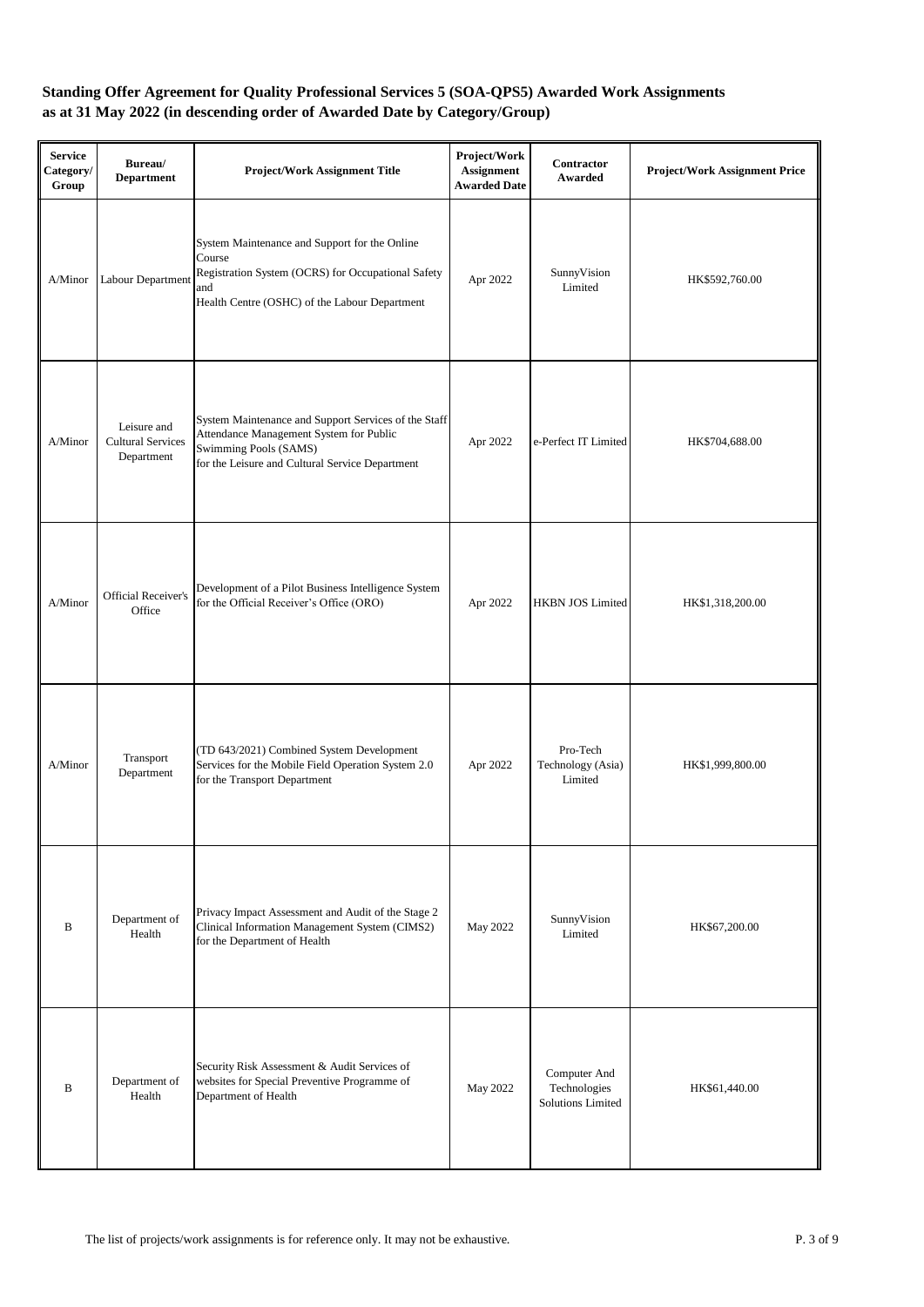**Standing Offer Agreement for Quality Professional Services 5 (SOA-QPS5) Awarded Work Assignments as at 31 May 2022 (in descending order of Awarded Date by Category/Group)**

| Service Category/ Group | Bureau/ Department | Project/Work Assignment Title | Project/Work Assignment Awarded Date | Contractor Awarded | Project/Work Assignment Price |
|---|---|---|---|---|---|
| A/Minor | Labour Department | System Maintenance and Support for the Online Course Registration System (OCRS) for Occupational Safety and Health Centre (OSHC) of the Labour Department | Apr 2022 | SunnyVision Limited | HK$592,760.00 |
| A/Minor | Leisure and Cultural Services Department | System Maintenance and Support Services of the Staff Attendance Management System for Public Swimming Pools (SAMS) for the Leisure and Cultural Service Department | Apr 2022 | e-Perfect IT Limited | HK$704,688.00 |
| A/Minor | Official Receiver's Office | Development of a Pilot Business Intelligence System for the Official Receiver's Office (ORO) | Apr 2022 | HKBN JOS Limited | HK$1,318,200.00 |
| A/Minor | Transport Department | (TD 643/2021) Combined System Development Services for the Mobile Field Operation System 2.0 for the Transport Department | Apr 2022 | Pro-Tech Technology (Asia) Limited | HK$1,999,800.00 |
| B | Department of Health | Privacy Impact Assessment and Audit of the Stage 2 Clinical Information Management System (CIMS2) for the Department of Health | May 2022 | SunnyVision Limited | HK$67,200.00 |
| B | Department of Health | Security Risk Assessment & Audit Services of websites for Special Preventive Programme of Department of Health | May 2022 | Computer And Technologies Solutions Limited | HK$61,440.00 |

The list of projects/work assignments is for reference only. It may not be exhaustive.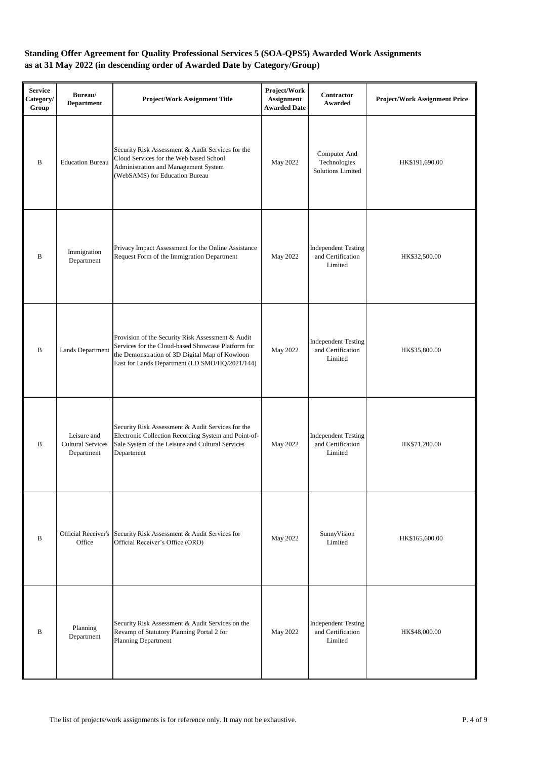**Standing Offer Agreement for Quality Professional Services 5 (SOA-QPS5) Awarded Work Assignments as at 31 May 2022 (in descending order of Awarded Date by Category/Group)**

| Service Category/ Group | Bureau/ Department | Project/Work Assignment Title | Project/Work Assignment Awarded Date | Contractor Awarded | Project/Work Assignment Price |
|---|---|---|---|---|---|
| B | Education Bureau | Security Risk Assessment & Audit Services for the Cloud Services for the Web based School Administration and Management System (WebSAMS) for Education Bureau | May 2022 | Computer And Technologies Solutions Limited | HK$191,690.00 |
| B | Immigration Department | Privacy Impact Assessment for the Online Assistance Request Form of the Immigration Department | May 2022 | Independent Testing and Certification Limited | HK$32,500.00 |
| B | Lands Department | Provision of the Security Risk Assessment & Audit Services for the Cloud-based Showcase Platform for the Demonstration of 3D Digital Map of Kowloon East for Lands Department (LD SMO/HQ/2021/144) | May 2022 | Independent Testing and Certification Limited | HK$35,800.00 |
| B | Leisure and Cultural Services Department | Security Risk Assessment & Audit Services for the Electronic Collection Recording System and Point-of-Sale System of the Leisure and Cultural Services Department | May 2022 | Independent Testing and Certification Limited | HK$71,200.00 |
| B | Official Receiver's Office | Security Risk Assessment & Audit Services for Official Receiver's Office (ORO) | May 2022 | SunnyVision Limited | HK$165,600.00 |
| B | Planning Department | Security Risk Assessment & Audit Services on the Revamp of Statutory Planning Portal 2 for Planning Department | May 2022 | Independent Testing and Certification Limited | HK$48,000.00 |

The list of projects/work assignments is for reference only. It may not be exhaustive.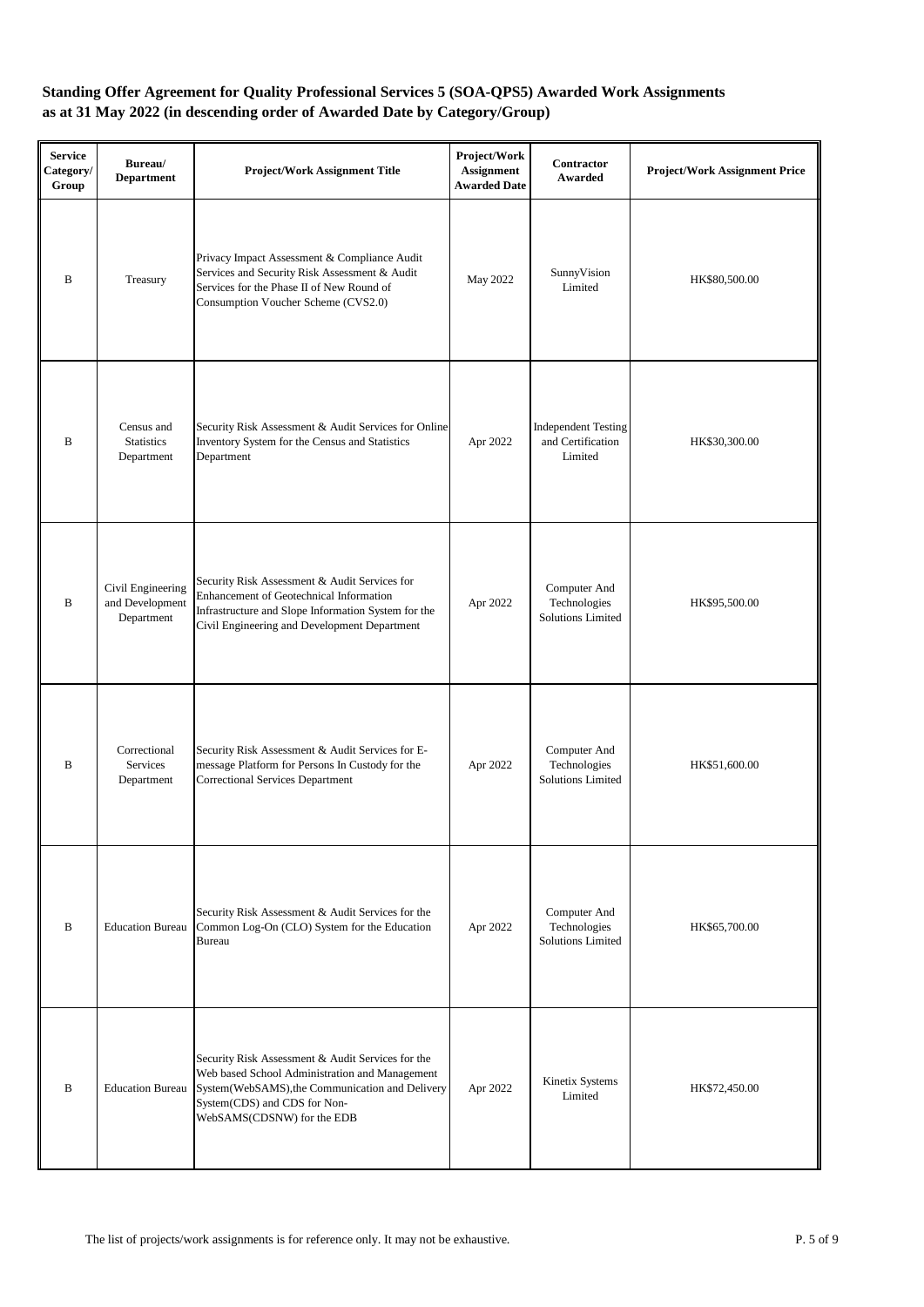**Standing Offer Agreement for Quality Professional Services 5 (SOA-QPS5) Awarded Work Assignments as at 31 May 2022 (in descending order of Awarded Date by Category/Group)**

| Service Category/ Group | Bureau/ Department | Project/Work Assignment Title | Project/Work Assignment Awarded Date | Contractor Awarded | Project/Work Assignment Price |
|---|---|---|---|---|---|
| B | Treasury | Privacy Impact Assessment & Compliance Audit Services and Security Risk Assessment & Audit Services for the Phase II of New Round of Consumption Voucher Scheme (CVS2.0) | May 2022 | SunnyVision Limited | HK$80,500.00 |
| B | Census and Statistics Department | Security Risk Assessment & Audit Services for Online Inventory System for the Census and Statistics Department | Apr 2022 | Independent Testing and Certification Limited | HK$30,300.00 |
| B | Civil Engineering and Development Department | Security Risk Assessment & Audit Services for Enhancement of Geotechnical Information Infrastructure and Slope Information System for the Civil Engineering and Development Department | Apr 2022 | Computer And Technologies Solutions Limited | HK$95,500.00 |
| B | Correctional Services Department | Security Risk Assessment & Audit Services for E-message Platform for Persons In Custody for the Correctional Services Department | Apr 2022 | Computer And Technologies Solutions Limited | HK$51,600.00 |
| B | Education Bureau | Security Risk Assessment & Audit Services for the Common Log-On (CLO) System for the Education Bureau | Apr 2022 | Computer And Technologies Solutions Limited | HK$65,700.00 |
| B | Education Bureau | Security Risk Assessment & Audit Services for the Web based School Administration and Management System(WebSAMS),the Communication and Delivery System(CDS) and CDS for Non-WebSAMS(CDSNW) for the EDB | Apr 2022 | Kinetix Systems Limited | HK$72,450.00 |

The list of projects/work assignments is for reference only. It may not be exhaustive.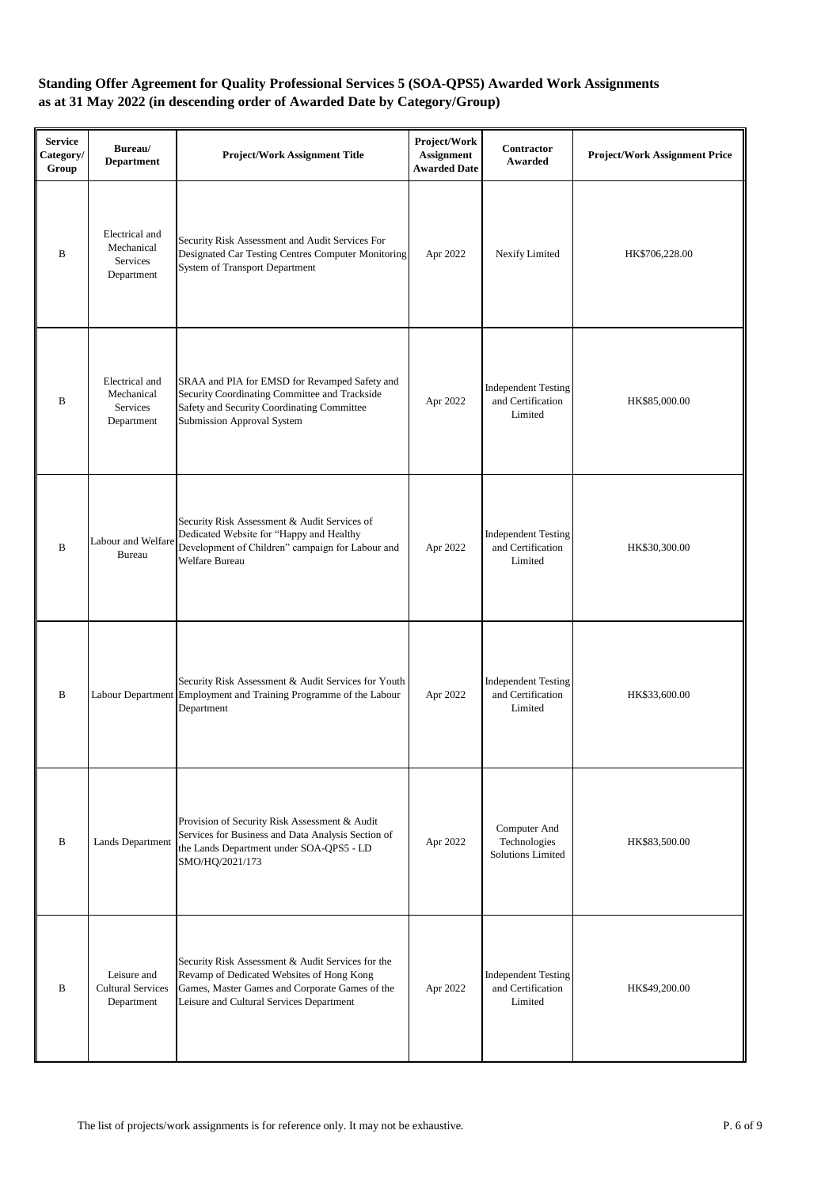**Standing Offer Agreement for Quality Professional Services 5 (SOA-QPS5) Awarded Work Assignments as at 31 May 2022 (in descending order of Awarded Date by Category/Group)**

| Service Category/ Group | Bureau/ Department | Project/Work Assignment Title | Project/Work Assignment Awarded Date | Contractor Awarded | Project/Work Assignment Price |
|---|---|---|---|---|---|
| B | Electrical and Mechanical Services Department | Security Risk Assessment and Audit Services For Designated Car Testing Centres Computer Monitoring System of Transport Department | Apr 2022 | Nexify Limited | HK$706,228.00 |
| B | Electrical and Mechanical Services Department | SRAA and PIA for EMSD for Revamped Safety and Security Coordinating Committee and Trackside Safety and Security Coordinating Committee Submission Approval System | Apr 2022 | Independent Testing and Certification Limited | HK$85,000.00 |
| B | Labour and Welfare Bureau | Security Risk Assessment & Audit Services of Dedicated Website for "Happy and Healthy Development of Children" campaign for Labour and Welfare Bureau | Apr 2022 | Independent Testing and Certification Limited | HK$30,300.00 |
| B | Labour Department | Security Risk Assessment & Audit Services for Youth Employment and Training Programme of the Labour Department | Apr 2022 | Independent Testing and Certification Limited | HK$33,600.00 |
| B | Lands Department | Provision of Security Risk Assessment & Audit Services for Business and Data Analysis Section of the Lands Department under SOA-QPS5 - LD SMO/HQ/2021/173 | Apr 2022 | Computer And Technologies Solutions Limited | HK$83,500.00 |
| B | Leisure and Cultural Services Department | Security Risk Assessment & Audit Services for the Revamp of Dedicated Websites of Hong Kong Games, Master Games and Corporate Games of the Leisure and Cultural Services Department | Apr 2022 | Independent Testing and Certification Limited | HK$49,200.00 |

The list of projects/work assignments is for reference only. It may not be exhaustive.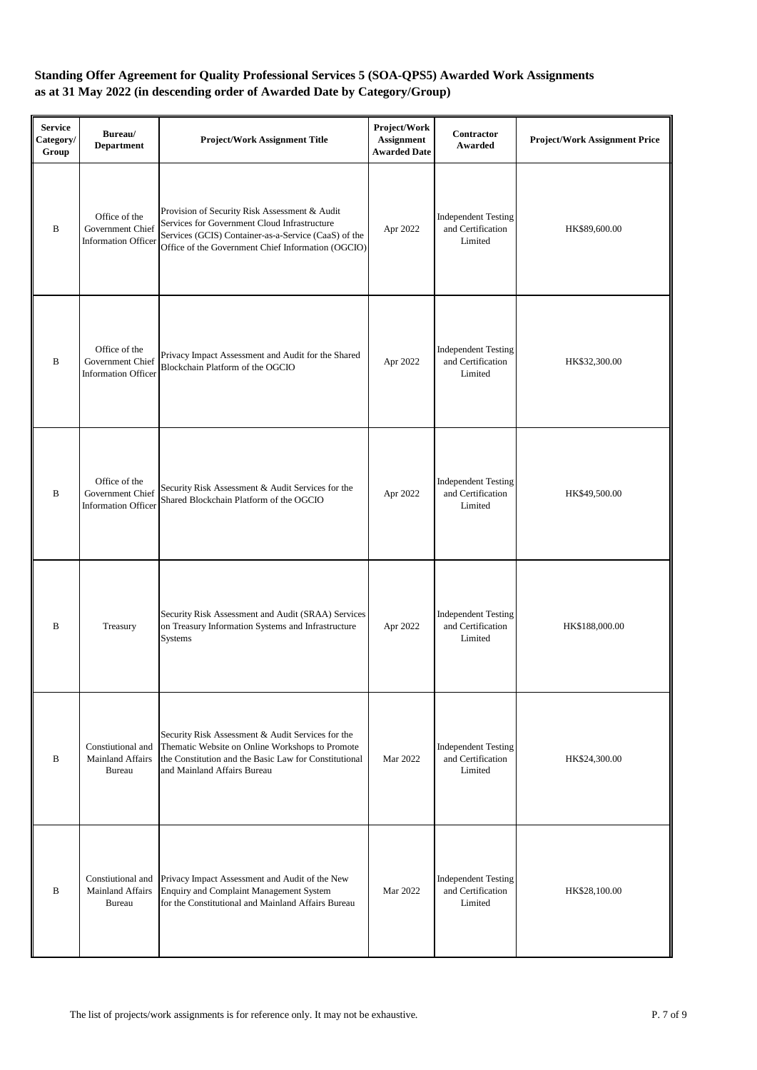**Standing Offer Agreement for Quality Professional Services 5 (SOA-QPS5) Awarded Work Assignments as at 31 May 2022 (in descending order of Awarded Date by Category/Group)**

| Service Category/ Group | Bureau/ Department | Project/Work Assignment Title | Project/Work Assignment Awarded Date | Contractor Awarded | Project/Work Assignment Price |
|---|---|---|---|---|---|
| B | Office of the Government Chief Information Officer | Provision of Security Risk Assessment & Audit Services for Government Cloud Infrastructure Services (GCIS) Container-as-a-Service (CaaS) of the Office of the Government Chief Information Officer (OGCIO) | Apr 2022 | Independent Testing and Certification Limited | HK$89,600.00 |
| B | Office of the Government Chief Information Officer | Privacy Impact Assessment and Audit for the Shared Blockchain Platform of the OGCIO | Apr 2022 | Independent Testing and Certification Limited | HK$32,300.00 |
| B | Office of the Government Chief Information Officer | Security Risk Assessment & Audit Services for the Shared Blockchain Platform of the OGCIO | Apr 2022 | Independent Testing and Certification Limited | HK$49,500.00 |
| B | Treasury | Security Risk Assessment and Audit (SRAA) Services on Treasury Information Systems and Infrastructure Systems | Apr 2022 | Independent Testing and Certification Limited | HK$188,000.00 |
| B | Constiutional and Mainland Affairs Bureau | Security Risk Assessment & Audit Services for the Thematic Website on Online Workshops to Promote the Constitution and the Basic Law for Constitutional and Mainland Affairs Bureau | Mar 2022 | Independent Testing and Certification Limited | HK$24,300.00 |
| B | Constiutional and Mainland Affairs Bureau | Privacy Impact Assessment and Audit of the New Enquiry and Complaint Management System for the Constitutional and Mainland Affairs Bureau | Mar 2022 | Independent Testing and Certification Limited | HK$28,100.00 |

The list of projects/work assignments is for reference only. It may not be exhaustive.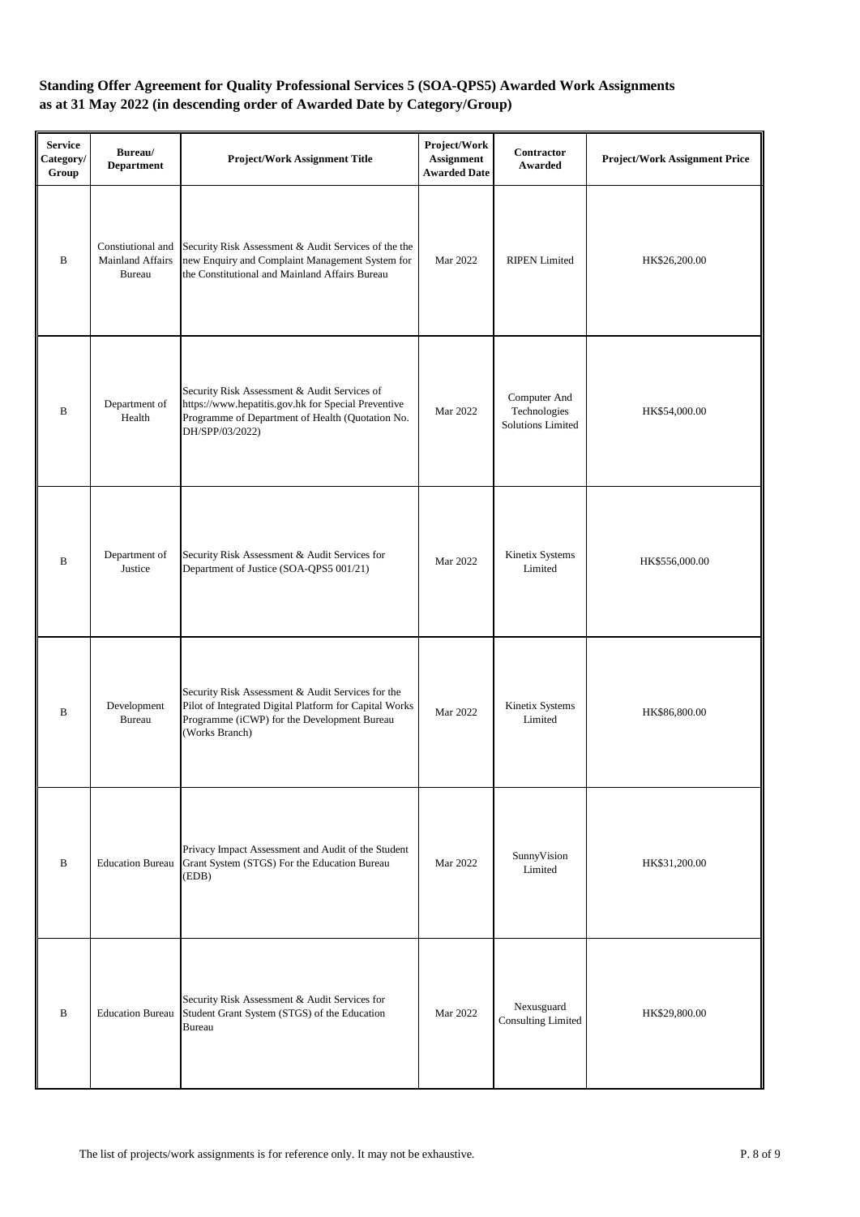**Standing Offer Agreement for Quality Professional Services 5 (SOA-QPS5) Awarded Work Assignments as at 31 May 2022 (in descending order of Awarded Date by Category/Group)**

| Service Category/ Group | Bureau/ Department | Project/Work Assignment Title | Project/Work Assignment Awarded Date | Contractor Awarded | Project/Work Assignment Price |
|---|---|---|---|---|---|
| B | Constiutional and Mainland Affairs Bureau | Security Risk Assessment & Audit Services of the the new Enquiry and Complaint Management System for the Constitutional and Mainland Affairs Bureau | Mar 2022 | RIPEN Limited | HK$26,200.00 |
| B | Department of Health | Security Risk Assessment & Audit Services of https://www.hepatitis.gov.hk for Special Preventive Programme of Department of Health (Quotation No. DH/SPP/03/2022) | Mar 2022 | Computer And Technologies Solutions Limited | HK$54,000.00 |
| B | Department of Justice | Security Risk Assessment & Audit Services for Department of Justice (SOA-QPS5 001/21) | Mar 2022 | Kinetix Systems Limited | HK$556,000.00 |
| B | Development Bureau | Security Risk Assessment & Audit Services for the Pilot of Integrated Digital Platform for Capital Works Programme (iCWP) for the Development Bureau (Works Branch) | Mar 2022 | Kinetix Systems Limited | HK$86,800.00 |
| B | Education Bureau | Privacy Impact Assessment and Audit of the Student Grant System (STGS) For the Education Bureau (EDB) | Mar 2022 | SunnyVision Limited | HK$31,200.00 |
| B | Education Bureau | Security Risk Assessment & Audit Services for Student Grant System (STGS) of the Education Bureau | Mar 2022 | Nexusguard Consulting Limited | HK$29,800.00 |

The list of projects/work assignments is for reference only. It may not be exhaustive.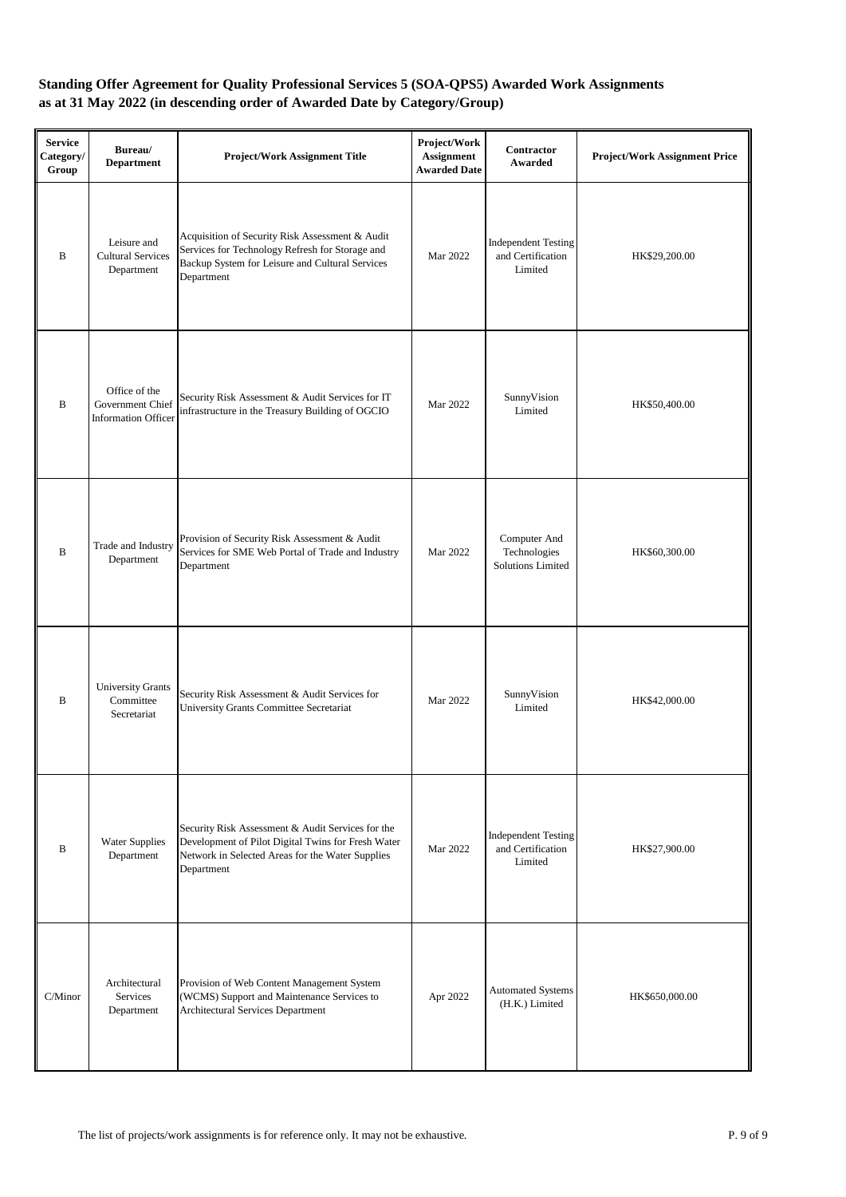**Standing Offer Agreement for Quality Professional Services 5 (SOA-QPS5) Awarded Work Assignments as at 31 May 2022 (in descending order of Awarded Date by Category/Group)**

| Service Category/ Group | Bureau/ Department | Project/Work Assignment Title | Project/Work Assignment Awarded Date | Contractor Awarded | Project/Work Assignment Price |
|---|---|---|---|---|---|
| B | Leisure and Cultural Services Department | Acquisition of Security Risk Assessment & Audit Services for Technology Refresh for Storage and Backup System for Leisure and Cultural Services Department | Mar 2022 | Independent Testing and Certification Limited | HK$29,200.00 |
| B | Office of the Government Chief Information Officer | Security Risk Assessment & Audit Services for IT infrastructure in the Treasury Building of OGCIO | Mar 2022 | SunnyVision Limited | HK$50,400.00 |
| B | Trade and Industry Department | Provision of Security Risk Assessment & Audit Services for SME Web Portal of Trade and Industry Department | Mar 2022 | Computer And Technologies Solutions Limited | HK$60,300.00 |
| B | University Grants Committee Secretariat | Security Risk Assessment & Audit Services for University Grants Committee Secretariat | Mar 2022 | SunnyVision Limited | HK$42,000.00 |
| B | Water Supplies Department | Security Risk Assessment & Audit Services for the Development of Pilot Digital Twins for Fresh Water Network in Selected Areas for the Water Supplies Department | Mar 2022 | Independent Testing and Certification Limited | HK$27,900.00 |
| C/Minor | Architectural Services Department | Provision of Web Content Management System (WCMS) Support and Maintenance Services to Architectural Services Department | Apr 2022 | Automated Systems (H.K.) Limited | HK$650,000.00 |

The list of projects/work assignments is for reference only. It may not be exhaustive.